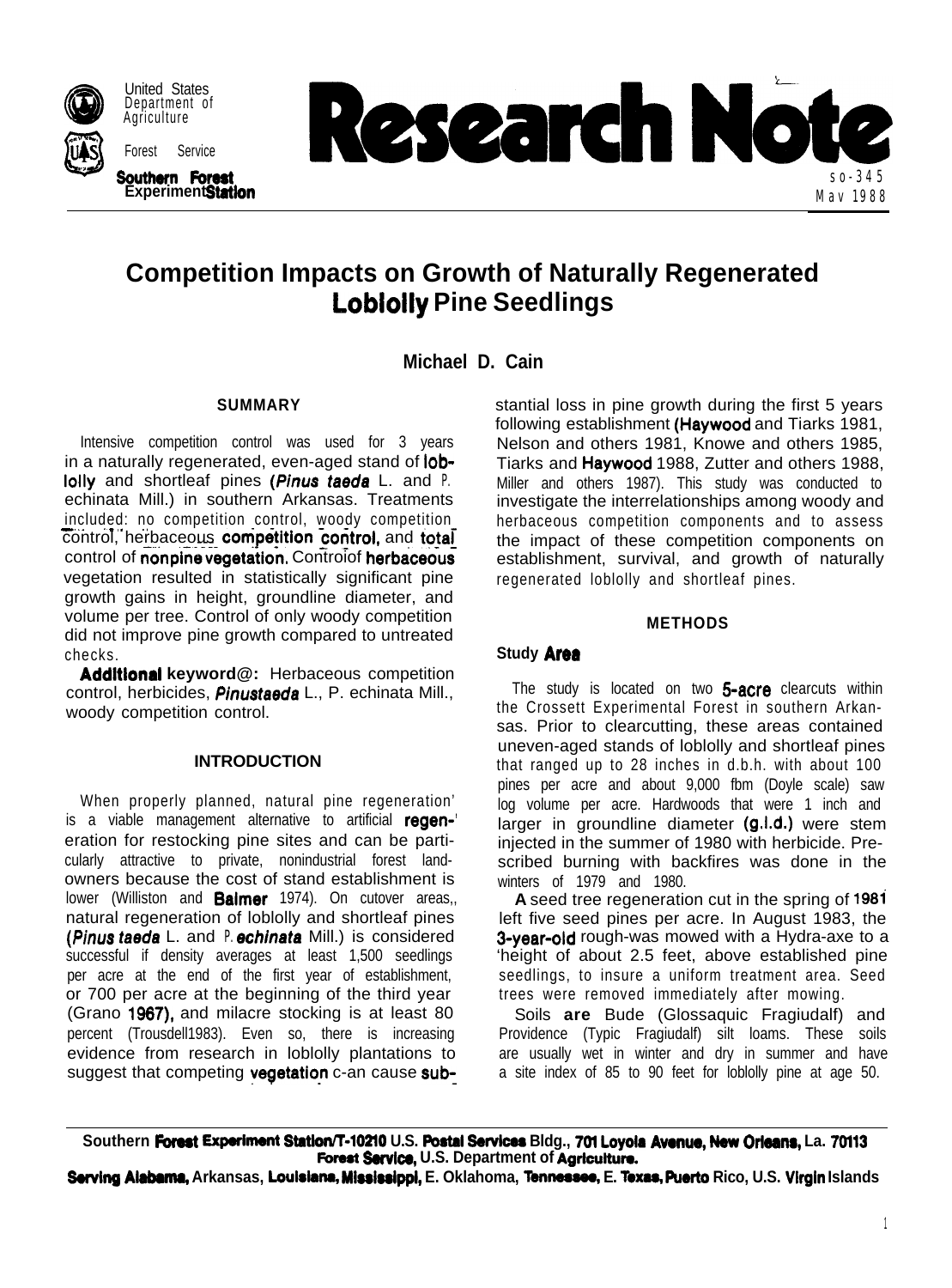United States Department of Agriculture

Forest Service

Southern Forest Experiment Station

# Research Note

SO-345
May 1988

# Competition Impacts on Growth of Naturally Regenerated Loblolly Pine Seedlings

**Michael D. Cain**

## SUMMARY

Intensive competition control was used for 3 years in a naturally regenerated, even-aged stand of loblolly and shortleaf pines (*Pinus taeda* L. and *P. echinata* Mill.) in southern Arkansas. Treatments included: no competition control, woody competition control, herbaceous competition control, and total control of nonpine vegetation. Control of herbaceous vegetation resulted in statistically significant pine growth gains in height, groundline diameter, and volume per tree. Control of only woody competition did not improve pine growth compared to untreated checks.

**Additional keywords:** Herbaceous competition control, herbicides, *Pinus taeda* L., *P. echinata* Mill., woody competition control.

## INTRODUCTION

When properly planned, natural pine regeneration is a viable management alternative to artificial regeneration for restocking pine sites and can be particularly attractive to private, nonindustrial forest landowners because the cost of stand establishment is lower (Williston and Balmer 1974). On cutover areas, natural regeneration of loblolly and shortleaf pines (*Pinus taeda* L. and *P. echinata* Mill.) is considered successful if density averages at least 1,500 seedlings per acre at the end of the first year of establishment, or 700 per acre at the beginning of the third year (Grano 1967), and milacre stocking is at least 80 percent (Trousdell 1983). Even so, there is increasing evidence from research in loblolly plantations to suggest that competing vegetation can cause substantial loss in pine growth during the first 5 years following establishment (Haywood and Tiarks 1981, Nelson and others 1981, Knowe and others 1985, Tiarks and Haywood 1988, Zutter and others 1988, Miller and others 1987). This study was conducted to investigate the interrelationships among woody and herbaceous competition components and to assess the impact of these competition components on establishment, survival, and growth of naturally regenerated loblolly and shortleaf pines.

## METHODS

### Study Area

The study is located on two 5-acre clearcuts within the Crossett Experimental Forest in southern Arkansas. Prior to clearcutting, these areas contained uneven-aged stands of loblolly and shortleaf pines that ranged up to 28 inches in d.b.h. with about 100 pines per acre and about 9,000 fbm (Doyle scale) saw log volume per acre. Hardwoods that were 1 inch and larger in groundline diameter (g.l.d.) were stem injected in the summer of 1980 with herbicide. Prescribed burning with backfires was done in the winters of 1979 and 1980.

A seed tree regeneration cut in the spring of 1981 left five seed pines per acre. In August 1983, the 3-year-old rough was mowed with a Hydra-axe to a height of about 2.5 feet, above established pine seedlings, to insure a uniform treatment area. Seed trees were removed immediately after mowing.

Soils are Bude (Glossaquic Fragiudalf) and Providence (Typic Fragiudalf) silt loams. These soils are usually wet in winter and dry in summer and have a site index of 85 to 90 feet for loblolly pine at age 50.

Southern Forest Experiment Station/T-10210 U.S. Postal Services Bldg., 701 Loyola Avenue, New Orleans, La. 70113
Forest Service, U.S. Department of Agriculture.
Serving Alabama, Arkansas, Louisiana, Mississippi, E. Oklahoma, Tennessee, E. Texas, Puerto Rico, U.S. Virgin Islands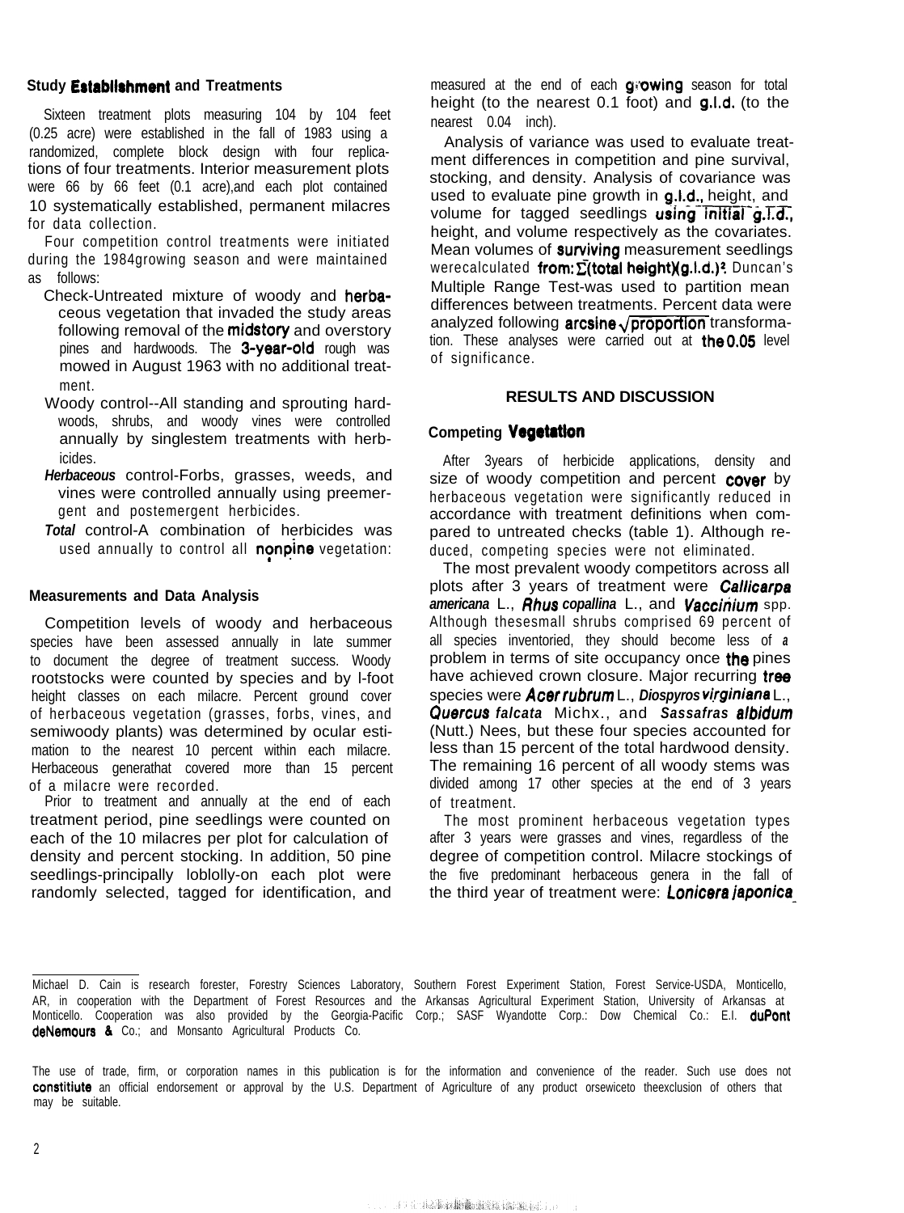### Study Establishment and Treatments

Sixteen treatment plots measuring 104 by 104 feet (0.25 acre) were established in the fall of 1983 using a randomized, complete block design with four replications of four treatments. Interior measurement plots were 66 by 66 feet (0.1 acre), and each plot contained 10 systematically established, permanent milacres for data collection.

Four competition control treatments were initiated during the 1984 growing season and were maintained as follows:

- Check-Untreated mixture of woody and herbaceous vegetation that invaded the study areas following removal of the midstory and overstory pines and hardwoods. The 3-year-old rough was mowed in August 1963 with no additional treatment.
- Woody control--All standing and sprouting hardwoods, shrubs, and woody vines were controlled annually by singlestem treatments with herbicides.
- *Herbaceous* control-Forbs, grasses, weeds, and vines were controlled annually using preemergent and postemergent herbicides.
- *Total* control-A combination of herbicides was used annually to control all nonpine vegetation:

### Measurements and Data Analysis

Competition levels of woody and herbaceous species have been assessed annually in late summer to document the degree of treatment success. Woody rootstocks were counted by species and by l-foot height classes on each milacre. Percent ground cover of herbaceous vegetation (grasses, forbs, vines, and semiwoody plants) was determined by ocular estimation to the nearest 10 percent within each milacre. Herbaceous genera that covered more than 15 percent of a milacre were recorded.

Prior to treatment and annually at the end of each treatment period, pine seedlings were counted on each of the 10 milacres per plot for calculation of density and percent stocking. In addition, 50 pine seedlings-principally loblolly-on each plot were randomly selected, tagged for identification, and measured at the end of each growing season for total height (to the nearest 0.1 foot) and g.l.d. (to the nearest 0.04 inch).

Analysis of variance was used to evaluate treatment differences in competition and pine survival, stocking, and density. Analysis of covariance was used to evaluate pine growth in g.l.d., height, and volume for tagged seedlings using initial g.l.d., height, and volume respectively as the covariates. Mean volumes of surviving measurement seedlings were calculated from: $\Sigma$(total height)(g.l.d.)$^2$. Duncan's Multiple Range Test-was used to partition mean differences between treatments. Percent data were analyzed following arcsine $\sqrt{\text{proportion}}$ transformation. These analyses were carried out at the 0.05 level of significance.

## RESULTS AND DISCUSSION

### Competing Vegetation

After 3 years of herbicide applications, density and size of woody competition and percent cover by herbaceous vegetation were significantly reduced in accordance with treatment definitions when compared to untreated checks (table 1). Although reduced, competing species were not eliminated.

The most prevalent woody competitors across all plots after 3 years of treatment were *Callicarpa americana* L., *Rhus copallina* L., and *Vaccinium* spp. Although these small shrubs comprised 69 percent of all species inventoried, they should become less of a problem in terms of site occupancy once the pines have achieved crown closure. Major recurring tree species were *Acer rubrum* L., *Diospyros virginiana* L., *Quercus falcata* Michx., and *Sassafras albidum* (Nutt.) Nees, but these four species accounted for less than 15 percent of the total hardwood density. The remaining 16 percent of all woody stems was divided among 17 other species at the end of 3 years of treatment.

The most prominent herbaceous vegetation types after 3 years were grasses and vines, regardless of the degree of competition control. Milacre stockings of the five predominant herbaceous genera in the fall of the third year of treatment were: *Lonicera japonica*

---

Michael D. Cain is research forester, Forestry Sciences Laboratory, Southern Forest Experiment Station, Forest Service-USDA, Monticello, AR, in cooperation with the Department of Forest Resources and the Arkansas Agricultural Experiment Station, University of Arkansas at Monticello. Cooperation was also provided by the Georgia-Pacific Corp.; SASF Wyandotte Corp.: Dow Chemical Co.: E.I. duPont deNemours & Co.; and Monsanto Agricultural Products Co.

The use of trade, firm, or corporation names in this publication is for the information and convenience of the reader. Such use does not constitiute an official endorsement or approval by the U.S. Department of Agriculture of any product orsewiceto theexclusion of others that may be suitable.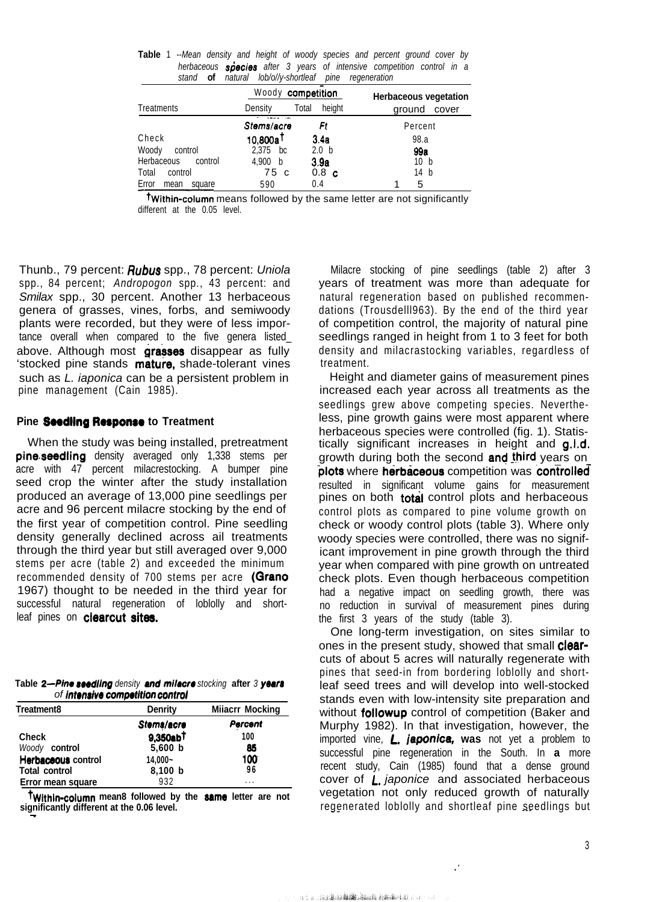**Table 1** --*Mean density and height of woody species and percent ground cover by herbaceous species after 3 years of intensive competition control in a stand of natural loblolly-shortleaf pine regeneration*

| Treatments | Woody competition | | Herbaceous vegetation |
|---|---|---|---|
| | Density | Total height | ground cover |
| | *Stems/acre* | *Ft* | Percent |
| Check | 10,800a[†] | 3.4a | 98.a |
| Woody control | 2,375 bc | 2.0 b | 99a |
| Herbaceous control | 4,900 b | 3.9a | 10 b |
| Total control | 75 c | 0.8 c | 14 b |
| Error mean square | 590 | 0.4 | 15 |

[†]Within-column means followed by the same letter are not significantly different at the 0.05 level.

Thunb., 79 percent: *Rubus* spp., 78 percent: *Uniola* spp., 84 percent; *Andropogon* spp., 43 percent: and *Smilax* spp., 30 percent. Another 13 herbaceous genera of grasses, vines, forbs, and semiwoody plants were recorded, but they were of less importance overall when compared to the five genera listed above. Although most grasses disappear as fully stocked pine stands mature, shade-tolerant vines such as *L. iaponica* can be a persistent problem in pine management (Cain 1985).

### Pine Seedling Response to Treatment

When the study was being installed, pretreatment pine seedling density averaged only 1,338 stems per acre with 47 percent milacrestocking. A bumper pine seed crop the winter after the study installation produced an average of 13,000 pine seedlings per acre and 96 percent milacre stocking by the end of the first year of competition control. Pine seedling density generally declined across ail treatments through the third year but still averaged over 9,000 stems per acre (table 2) and exceeded the minimum recommended density of 700 stems per acre (Grano 1967) thought to be needed in the third year for successful natural regeneration of loblolly and shortleaf pines on clearcut sites.

**Table 2**—*Pine seedling density and milacre stocking after 3 years of intensive competition control*

| Treatment8 | Denrity | Miiacrr Mocking |
|---|---|---|
| | *Stems/acre* | *Percent* |
| Check | 9,350ab[†] | 100 |
| Woody control | 5,600 b | 85 |
| Herbaceous control | 14,000~ | 100 |
| Total control | 8,100 b | 96 |
| Error mean square | 932 | ... |

[†]Within-column mean8 followed by the same letter are not significantly different at the 0.06 level.

Milacre stocking of pine seedlings (table 2) after 3 years of treatment was more than adequate for natural regeneration based on published recommendations (Trousdelll963). By the end of the third year of competition control, the majority of natural pine seedlings ranged in height from 1 to 3 feet for both density and milacrastocking variables, regardless of treatment.

Height and diameter gains of measurement pines increased each year across all treatments as the seedlings grew above competing species. Nevertheless, pine growth gains were most apparent where herbaceous species were controlled (fig. 1). Statistically significant increases in height and g.l.d. growth during both the second and third years on plots where herbaceous competition was controlled resulted in significant volume gains for measurement pines on both total control plots and herbaceous control plots as compared to pine volume growth on check or woody control plots (table 3). Where only woody species were controlled, there was no significant improvement in pine growth through the third year when compared with pine growth on untreated check plots. Even though herbaceous competition had a negative impact on seedling growth, there was no reduction in survival of measurement pines during the first 3 years of the study (table 3).

One long-term investigation, on sites similar to ones in the present study, showed that small clearcuts of about 5 acres will naturally regenerate with pines that seed-in from bordering loblolly and shortleaf seed trees and will develop into well-stocked stands even with low-intensity site preparation and without followup control of competition (Baker and Murphy 1982). In that investigation, however, the imported vine, *L. japonica*, was not yet a problem to successful pine regeneration in the South. In a more recent study, Cain (1985) found that a dense ground cover of *L. japonice* and associated herbaceous vegetation not only reduced growth of naturally regenerated loblolly and shortleaf pine seedlings but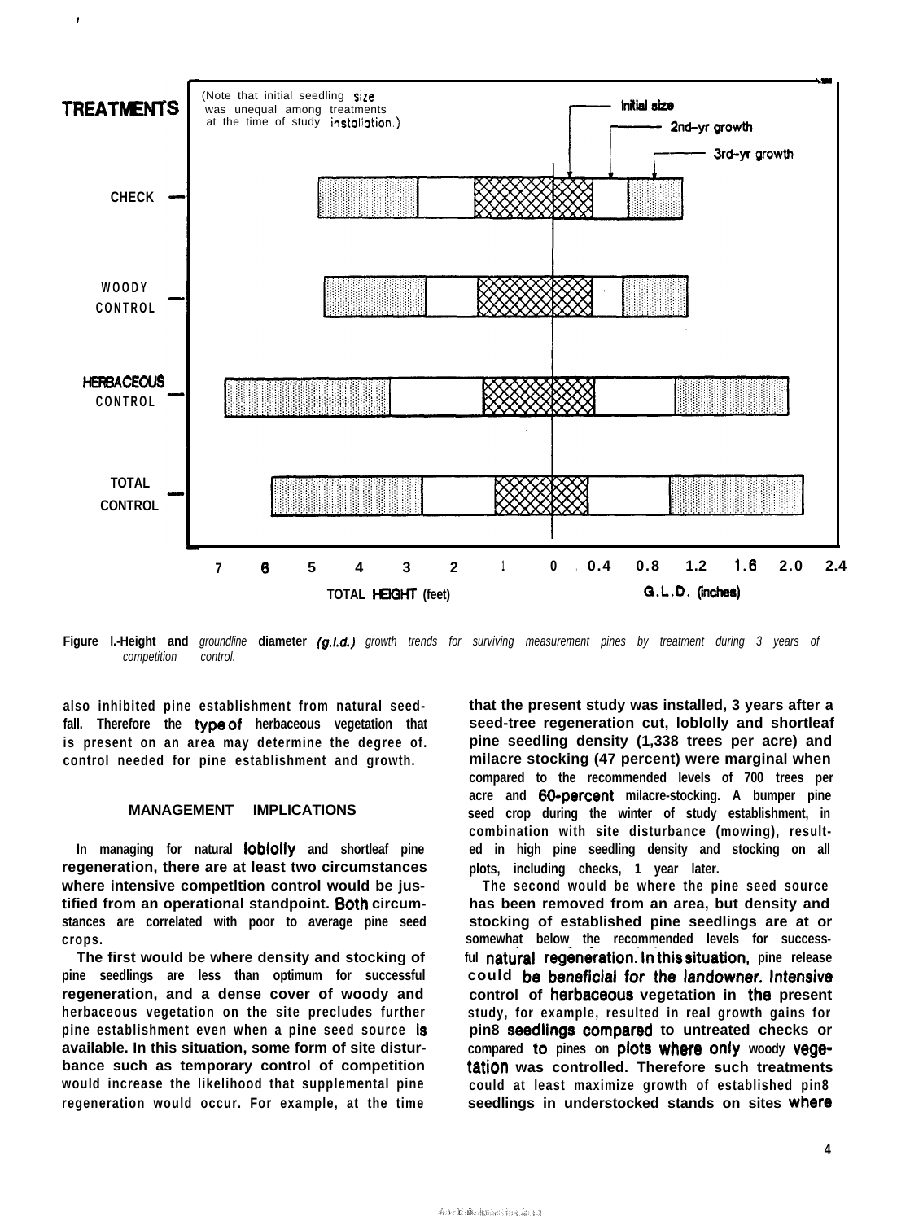Figure 1.-Height and groundline diameter (g.l.d.) growth trends for surviving measurement pines by treatment during 3 years of competition control.

also inhibited pine establishment from natural seedfall. Therefore the type of herbaceous vegetation that is present on an area may determine the degree of. control needed for pine establishment and growth.

## MANAGEMENT IMPLICATIONS

In managing for natural loblolly and shortleaf pine regeneration, there are at least two circumstances where intensive competition control would be justified from an operational standpoint. Both circumstances are correlated with poor to average pine seed crops.

The first would be where density and stocking of pine seedlings are less than optimum for successful regeneration, and a dense cover of woody and herbaceous vegetation on the site precludes further pine establishment even when a pine seed source is available. In this situation, some form of site disturbance such as temporary control of competition would increase the likelihood that supplemental pine regeneration would occur. For example, at the time that the present study was installed, 3 years after a seed-tree regeneration cut, loblolly and shortleaf pine seedling density (1,338 trees per acre) and milacre stocking (47 percent) were marginal when compared to the recommended levels of 700 trees per acre and 60-percent milacre-stocking. A bumper pine seed crop during the winter of study establishment, in combination with site disturbance (mowing), resulted in high pine seedling density and stocking on all plots, including checks, 1 year later.

The second would be where the pine seed source has been removed from an area, but density and stocking of established pine seedlings are at or somewhat below the recommended levels for successful natural regeneration. In this situation, pine release could be beneficial for the landowner. Intensive control of herbaceous vegetation in the present study, for example, resulted in real growth gains for pine seedlings compared to untreated checks or compared to pines on plots where only woody vegetation was controlled. Therefore such treatments could at least maximize growth of established pine seedlings in understocked stands on sites where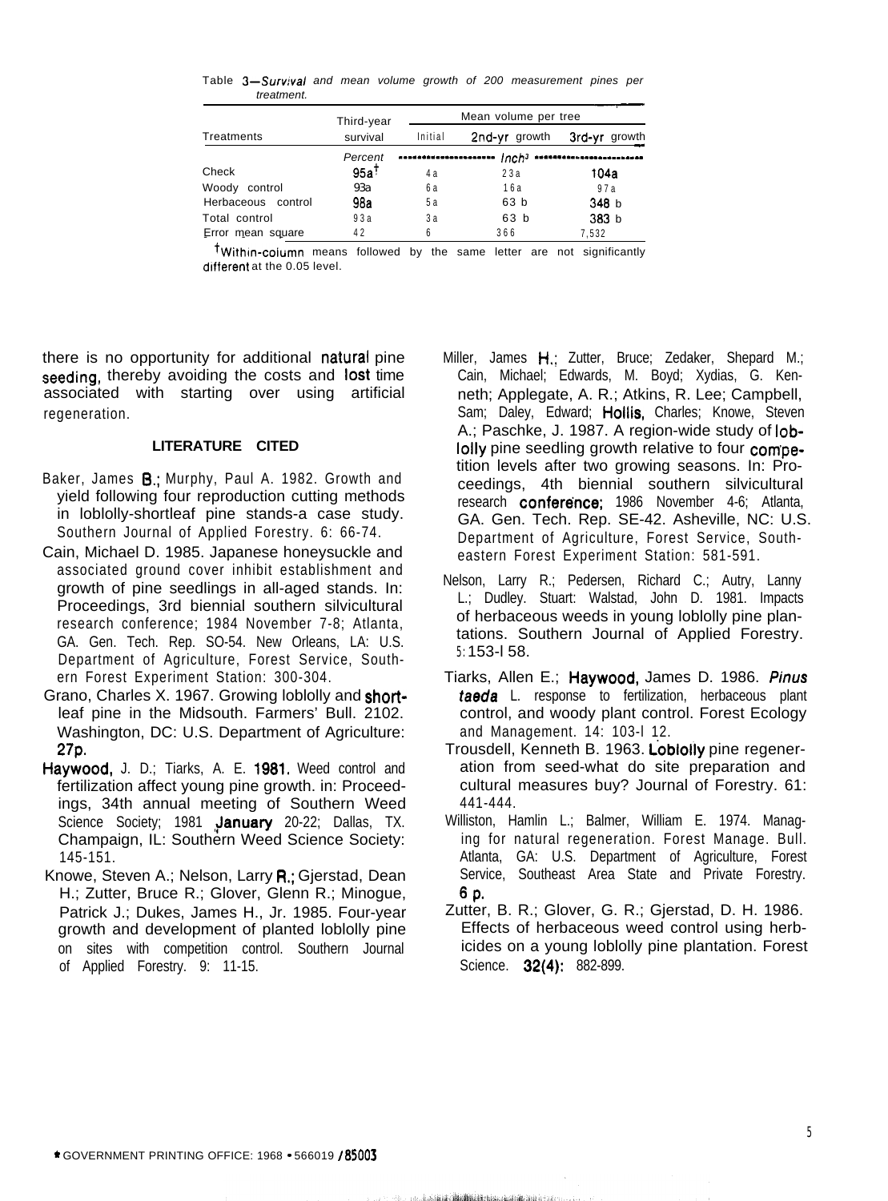Table 3—*Survival and mean volume growth of 200 measurement pines per treatment.*

| Treatments | Third-year survival | Mean volume per tree | | |
|---|---|---|---|---|
| | | Initial | 2nd-yr growth | 3rd-yr growth |
| | *Percent* | *Inch³* | | |
| Check | 95a[†] | 4a | 23a | 104a |
| Woody control | 93a | 6a | 16a | 97a |
| Herbaceous control | 98a | 5a | 63 b | 348 b |
| Total control | 93a | 3a | 63 b | 383 b |
| Error mean square | 42 | 6 | 366 | 7,532 |

[†]Within-column means followed by the same letter are not significantly different at the 0.05 level.

there is no opportunity for additional natural pine seeding, thereby avoiding the costs and lost time associated with starting over using artificial regeneration.

### LITERATURE CITED

Baker, James B.; Murphy, Paul A. 1982. Growth and yield following four reproduction cutting methods in loblolly-shortleaf pine stands-a case study. Southern Journal of Applied Forestry. 6: 66-74.

Cain, Michael D. 1985. Japanese honeysuckle and associated ground cover inhibit establishment and growth of pine seedlings in all-aged stands. In: Proceedings, 3rd biennial southern silvicultural research conference; 1984 November 7-8; Atlanta, GA. Gen. Tech. Rep. SO-54. New Orleans, LA: U.S. Department of Agriculture, Forest Service, Southern Forest Experiment Station: 300-304.

Grano, Charles X. 1967. Growing loblolly and shortleaf pine in the Midsouth. Farmers' Bull. 2102. Washington, DC: U.S. Department of Agriculture: 27p.

Haywood, J. D.; Tiarks, A. E. 1981. Weed control and fertilization affect young pine growth. in: Proceedings, 34th annual meeting of Southern Weed Science Society; 1981 January 20-22; Dallas, TX. Champaign, IL: Southern Weed Science Society: 145-151.

Knowe, Steven A.; Nelson, Larry R.; Gjerstad, Dean H.; Zutter, Bruce R.; Glover, Glenn R.; Minogue, Patrick J.; Dukes, James H., Jr. 1985. Four-year growth and development of planted loblolly pine on sites with competition control. Southern Journal of Applied Forestry. 9: 11-15.

Miller, James H.; Zutter, Bruce; Zedaker, Shepard M.; Cain, Michael; Edwards, M. Boyd; Xydias, G. Kenneth; Applegate, A. R.; Atkins, R. Lee; Campbell, Sam; Daley, Edward; Hollis, Charles; Knowe, Steven A.; Paschke, J. 1987. A region-wide study of loblolly pine seedling growth relative to four competition levels after two growing seasons. In: Proceedings, 4th biennial southern silvicultural research conference; 1986 November 4-6; Atlanta, GA. Gen. Tech. Rep. SE-42. Asheville, NC: U.S. Department of Agriculture, Forest Service, Southeastern Forest Experiment Station: 581-591.

Nelson, Larry R.; Pedersen, Richard C.; Autry, Lanny L.; Dudley. Stuart: Walstad, John D. 1981. Impacts of herbaceous weeds in young loblolly pine plantations. Southern Journal of Applied Forestry. 5: 153-158.

Tiarks, Allen E.; Haywood, James D. 1986. *Pinus taeda* L. response to fertilization, herbaceous plant control, and woody plant control. Forest Ecology and Management. 14: 103-112.

Trousdell, Kenneth B. 1963. Loblolly pine regeneration from seed-what do site preparation and cultural measures buy? Journal of Forestry. 61: 441-444.

Williston, Hamlin L.; Balmer, William E. 1974. Managing for natural regeneration. Forest Manage. Bull. Atlanta, GA: U.S. Department of Agriculture, Forest Service, Southeast Area State and Private Forestry. 6 p.

Zutter, B. R.; Glover, G. R.; Gjerstad, D. H. 1986. Effects of herbaceous weed control using herbicides on a young loblolly pine plantation. Forest Science. 32(4): 882-899.

GOVERNMENT PRINTING OFFICE: 1968 • 566019 /85003